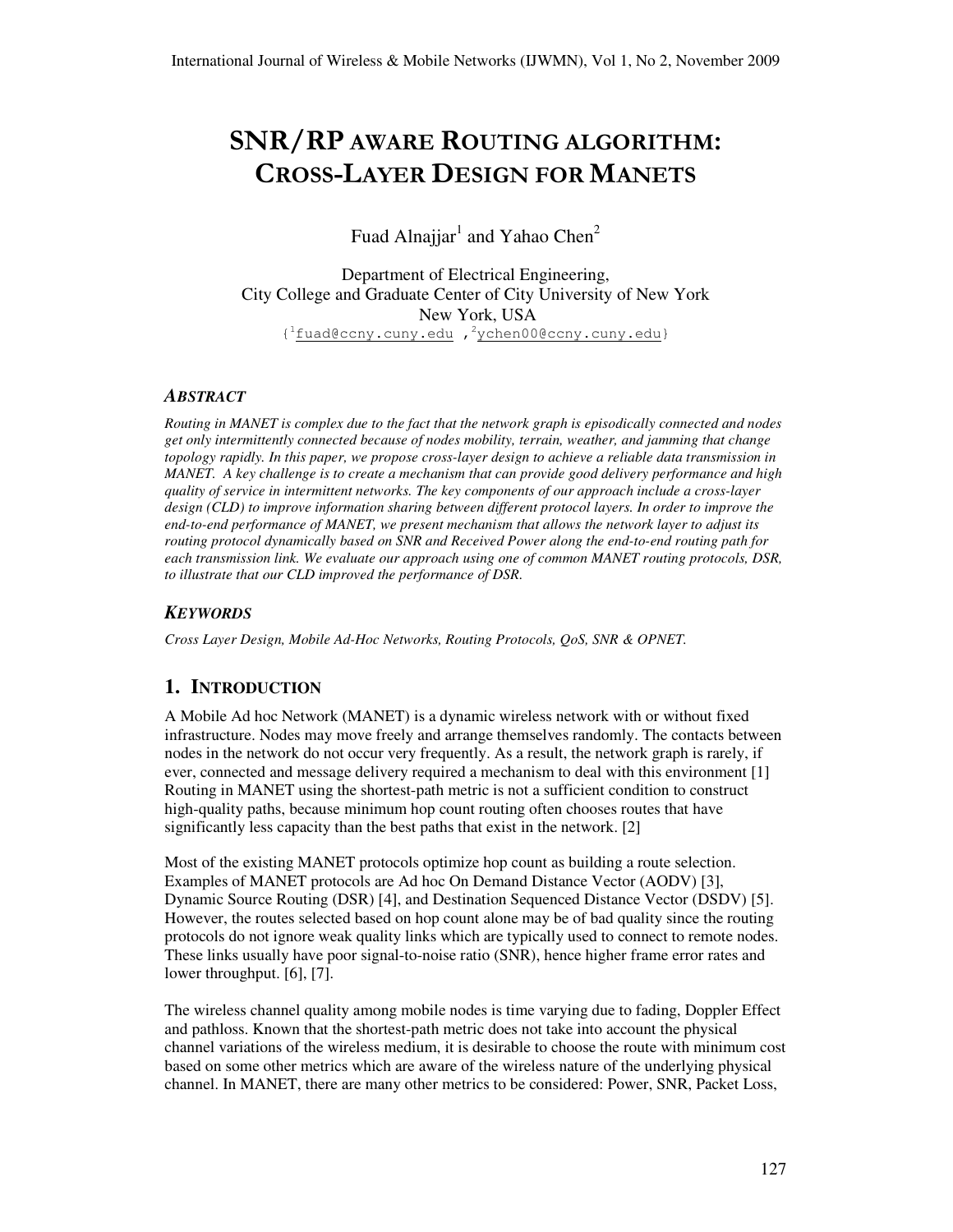# SNR/RP AWARE ROUTING ALGORITHM: CROSS-LAYER DESIGN FOR MANETS

Fuad Alnajjar[1] and Yahao Chen[2]

Department of Electrical Engineering,
City College and Graduate Center of City University of New York
New York, USA
{[1]fuad@ccny.cuny.edu ,[2]ychen00@ccny.cuny.edu}

### ABSTRACT

*Routing in MANET is complex due to the fact that the network graph is episodically connected and nodes get only intermittently connected because of nodes mobility, terrain, weather, and jamming that change topology rapidly. In this paper, we propose cross-layer design to achieve a reliable data transmission in MANET. A key challenge is to create a mechanism that can provide good delivery performance and high quality of service in intermittent networks. The key components of our approach include a cross-layer design (CLD) to improve information sharing between different protocol layers. In order to improve the end-to-end performance of MANET, we present mechanism that allows the network layer to adjust its routing protocol dynamically based on SNR and Received Power along the end-to-end routing path for each transmission link. We evaluate our approach using one of common MANET routing protocols, DSR, to illustrate that our CLD improved the performance of DSR.*

### KEYWORDS

*Cross Layer Design, Mobile Ad-Hoc Networks, Routing Protocols, QoS, SNR & OPNET.*

## 1. INTRODUCTION

A Mobile Ad hoc Network (MANET) is a dynamic wireless network with or without fixed infrastructure. Nodes may move freely and arrange themselves randomly. The contacts between nodes in the network do not occur very frequently. As a result, the network graph is rarely, if ever, connected and message delivery required a mechanism to deal with this environment [1] Routing in MANET using the shortest-path metric is not a sufficient condition to construct high-quality paths, because minimum hop count routing often chooses routes that have significantly less capacity than the best paths that exist in the network. [2]

Most of the existing MANET protocols optimize hop count as building a route selection. Examples of MANET protocols are Ad hoc On Demand Distance Vector (AODV) [3], Dynamic Source Routing (DSR) [4], and Destination Sequenced Distance Vector (DSDV) [5]. However, the routes selected based on hop count alone may be of bad quality since the routing protocols do not ignore weak quality links which are typically used to connect to remote nodes. These links usually have poor signal-to-noise ratio (SNR), hence higher frame error rates and lower throughput. [6], [7].

The wireless channel quality among mobile nodes is time varying due to fading, Doppler Effect and pathloss. Known that the shortest-path metric does not take into account the physical channel variations of the wireless medium, it is desirable to choose the route with minimum cost based on some other metrics which are aware of the wireless nature of the underlying physical channel. In MANET, there are many other metrics to be considered: Power, SNR, Packet Loss,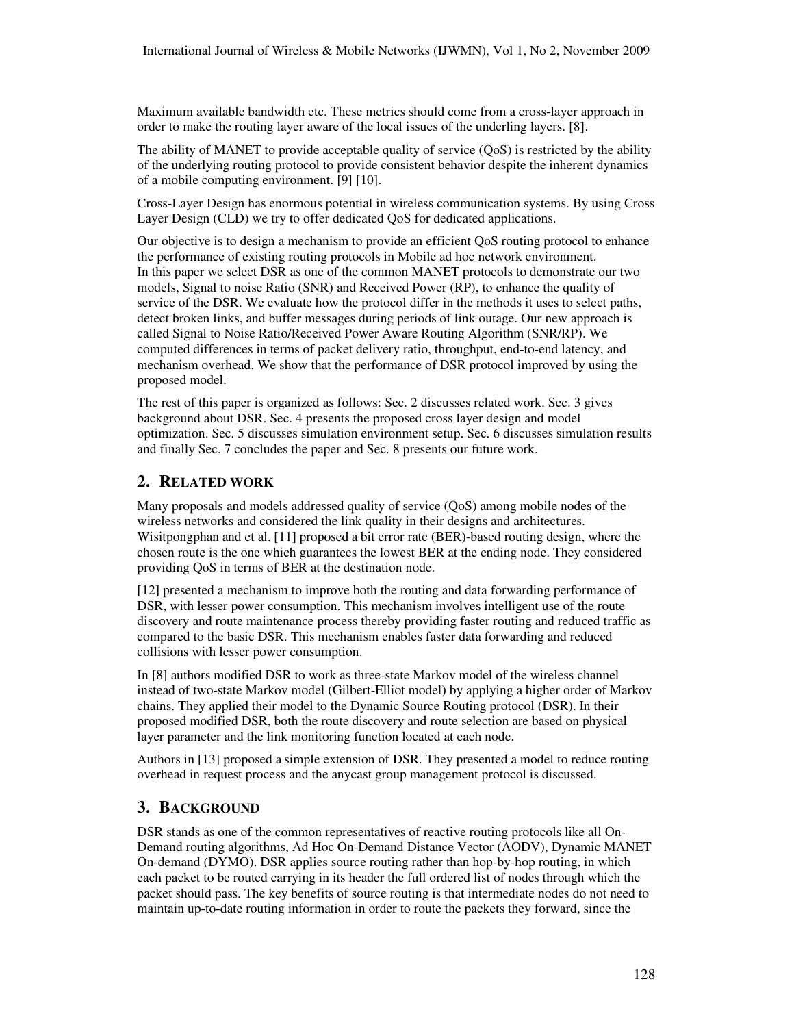Maximum available bandwidth etc. These metrics should come from a cross-layer approach in order to make the routing layer aware of the local issues of the underling layers. [8].

The ability of MANET to provide acceptable quality of service (QoS) is restricted by the ability of the underlying routing protocol to provide consistent behavior despite the inherent dynamics of a mobile computing environment. [9] [10].

Cross-Layer Design has enormous potential in wireless communication systems. By using Cross Layer Design (CLD) we try to offer dedicated QoS for dedicated applications.

Our objective is to design a mechanism to provide an efficient QoS routing protocol to enhance the performance of existing routing protocols in Mobile ad hoc network environment.
In this paper we select DSR as one of the common MANET protocols to demonstrate our two models, Signal to noise Ratio (SNR) and Received Power (RP), to enhance the quality of service of the DSR. We evaluate how the protocol differ in the methods it uses to select paths, detect broken links, and buffer messages during periods of link outage. Our new approach is called Signal to Noise Ratio/Received Power Aware Routing Algorithm (SNR/RP). We computed differences in terms of packet delivery ratio, throughput, end-to-end latency, and mechanism overhead. We show that the performance of DSR protocol improved by using the proposed model.

The rest of this paper is organized as follows: Sec. 2 discusses related work. Sec. 3 gives background about DSR. Sec. 4 presents the proposed cross layer design and model optimization. Sec. 5 discusses simulation environment setup. Sec. 6 discusses simulation results and finally Sec. 7 concludes the paper and Sec. 8 presents our future work.

## 2. RELATED WORK

Many proposals and models addressed quality of service (QoS) among mobile nodes of the wireless networks and considered the link quality in their designs and architectures. Wisitpongphan and et al. [11] proposed a bit error rate (BER)-based routing design, where the chosen route is the one which guarantees the lowest BER at the ending node. They considered providing QoS in terms of BER at the destination node.

[12] presented a mechanism to improve both the routing and data forwarding performance of DSR, with lesser power consumption. This mechanism involves intelligent use of the route discovery and route maintenance process thereby providing faster routing and reduced traffic as compared to the basic DSR. This mechanism enables faster data forwarding and reduced collisions with lesser power consumption.

In [8] authors modified DSR to work as three-state Markov model of the wireless channel instead of two-state Markov model (Gilbert-Elliot model) by applying a higher order of Markov chains. They applied their model to the Dynamic Source Routing protocol (DSR). In their proposed modified DSR, both the route discovery and route selection are based on physical layer parameter and the link monitoring function located at each node.

Authors in [13] proposed a simple extension of DSR. They presented a model to reduce routing overhead in request process and the anycast group management protocol is discussed.

## 3. BACKGROUND

DSR stands as one of the common representatives of reactive routing protocols like all On-Demand routing algorithms, Ad Hoc On-Demand Distance Vector (AODV), Dynamic MANET On-demand (DYMO). DSR applies source routing rather than hop-by-hop routing, in which each packet to be routed carrying in its header the full ordered list of nodes through which the packet should pass. The key benefits of source routing is that intermediate nodes do not need to maintain up-to-date routing information in order to route the packets they forward, since the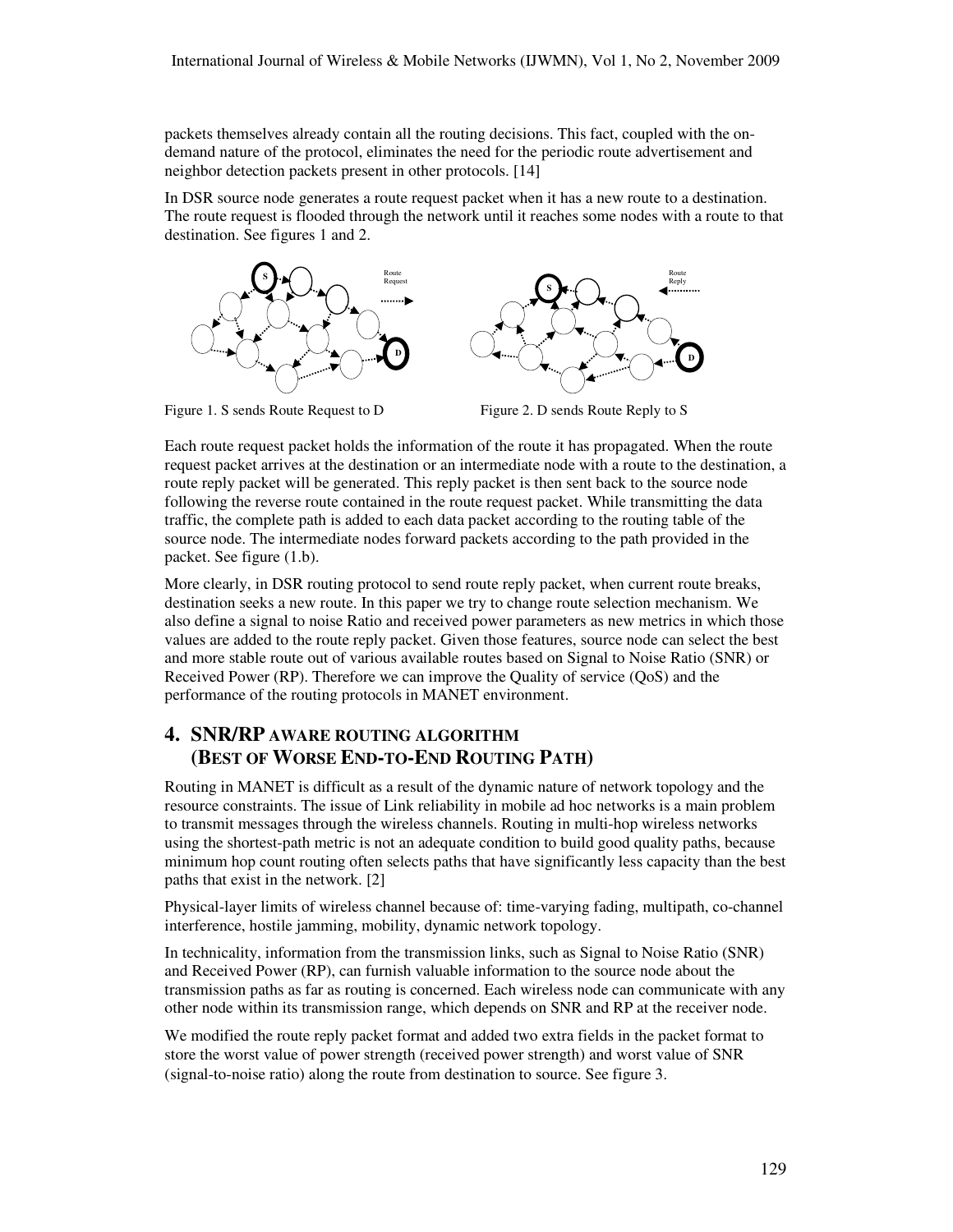packets themselves already contain all the routing decisions. This fact, coupled with the on-demand nature of the protocol, eliminates the need for the periodic route advertisement and neighbor detection packets present in other protocols. [14]

In DSR source node generates a route request packet when it has a new route to a destination. The route request is flooded through the network until it reaches some nodes with a route to that destination. See figures 1 and 2.

Figure 1. S sends Route Request to D

Figure 2. D sends Route Reply to S

Each route request packet holds the information of the route it has propagated. When the route request packet arrives at the destination or an intermediate node with a route to the destination, a route reply packet will be generated. This reply packet is then sent back to the source node following the reverse route contained in the route request packet. While transmitting the data traffic, the complete path is added to each data packet according to the routing table of the source node. The intermediate nodes forward packets according to the path provided in the packet. See figure (1.b).

More clearly, in DSR routing protocol to send route reply packet, when current route breaks, destination seeks a new route. In this paper we try to change route selection mechanism. We also define a signal to noise Ratio and received power parameters as new metrics in which those values are added to the route reply packet. Given those features, source node can select the best and more stable route out of various available routes based on Signal to Noise Ratio (SNR) or Received Power (RP). Therefore we can improve the Quality of service (QoS) and the performance of the routing protocols in MANET environment.

## 4. SNR/RP AWARE ROUTING ALGORITHM (BEST OF WORSE END-TO-END ROUTING PATH)

Routing in MANET is difficult as a result of the dynamic nature of network topology and the resource constraints. The issue of Link reliability in mobile ad hoc networks is a main problem to transmit messages through the wireless channels. Routing in multi-hop wireless networks using the shortest-path metric is not an adequate condition to build good quality paths, because minimum hop count routing often selects paths that have significantly less capacity than the best paths that exist in the network. [2]

Physical-layer limits of wireless channel because of: time-varying fading, multipath, co-channel interference, hostile jamming, mobility, dynamic network topology.

In technicality, information from the transmission links, such as Signal to Noise Ratio (SNR) and Received Power (RP), can furnish valuable information to the source node about the transmission paths as far as routing is concerned. Each wireless node can communicate with any other node within its transmission range, which depends on SNR and RP at the receiver node.

We modified the route reply packet format and added two extra fields in the packet format to store the worst value of power strength (received power strength) and worst value of SNR (signal-to-noise ratio) along the route from destination to source. See figure 3.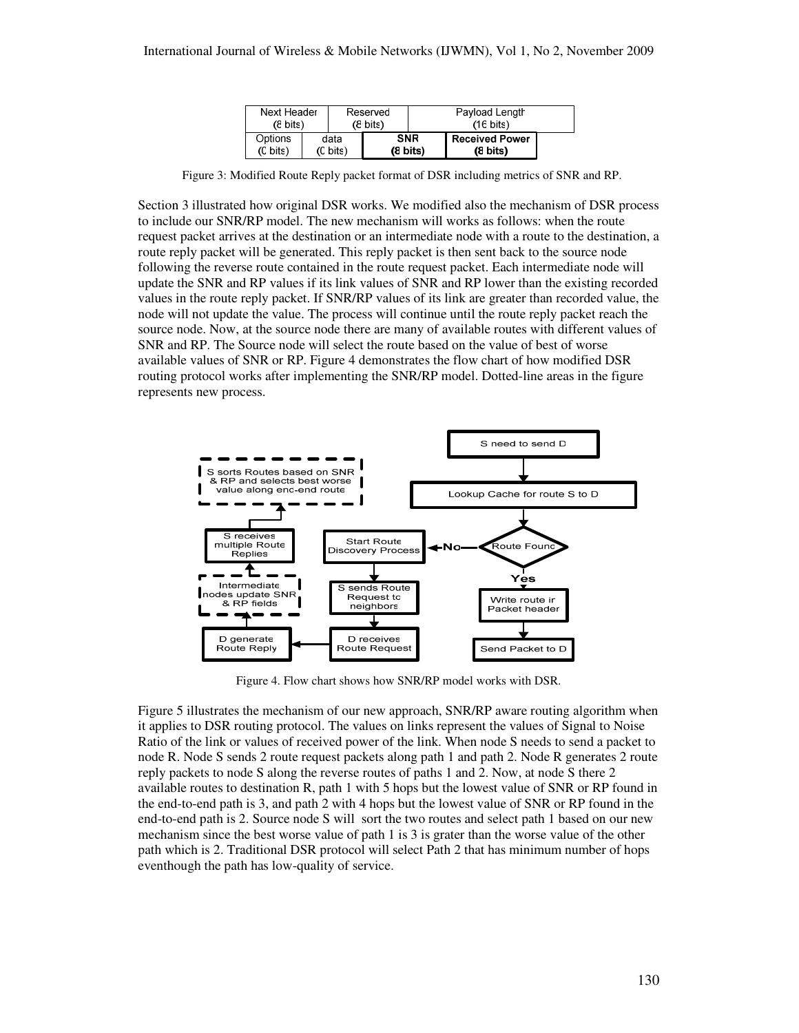| Next Header (8 bits) | Reserved (8 bits) | Payload Length (16 bits) | |
|---|---|---|---|
| Options (0 bits) | data (0 bits) | **SNR (8 bits)** | **Received Power (8 bits)** |

Figure 3: Modified Route Reply packet format of DSR including metrics of SNR and RP.

Section 3 illustrated how original DSR works. We modified also the mechanism of DSR process to include our SNR/RP model. The new mechanism will works as follows: when the route request packet arrives at the destination or an intermediate node with a route to the destination, a route reply packet will be generated. This reply packet is then sent back to the source node following the reverse route contained in the route request packet. Each intermediate node will update the SNR and RP values if its link values of SNR and RP lower than the existing recorded values in the route reply packet. If SNR/RP values of its link are greater than recorded value, the node will not update the value. The process will continue until the route reply packet reach the source node. Now, at the source node there are many of available routes with different values of SNR and RP. The Source node will select the route based on the value of best of worse available values of SNR or RP. Figure 4 demonstrates the flow chart of how modified DSR routing protocol works after implementing the SNR/RP model. Dotted-line areas in the figure represents new process.

Figure 4. Flow chart shows how SNR/RP model works with DSR.

Figure 5 illustrates the mechanism of our new approach, SNR/RP aware routing algorithm when it applies to DSR routing protocol. The values on links represent the values of Signal to Noise Ratio of the link or values of received power of the link. When node S needs to send a packet to node R. Node S sends 2 route request packets along path 1 and path 2. Node R generates 2 route reply packets to node S along the reverse routes of paths 1 and 2. Now, at node S there 2 available routes to destination R, path 1 with 5 hops but the lowest value of SNR or RP found in the end-to-end path is 3, and path 2 with 4 hops but the lowest value of SNR or RP found in the end-to-end path is 2. Source node S will sort the two routes and select path 1 based on our new mechanism since the best worse value of path 1 is 3 is grater than the worse value of the other path which is 2. Traditional DSR protocol will select Path 2 that has minimum number of hops eventhough the path has low-quality of service.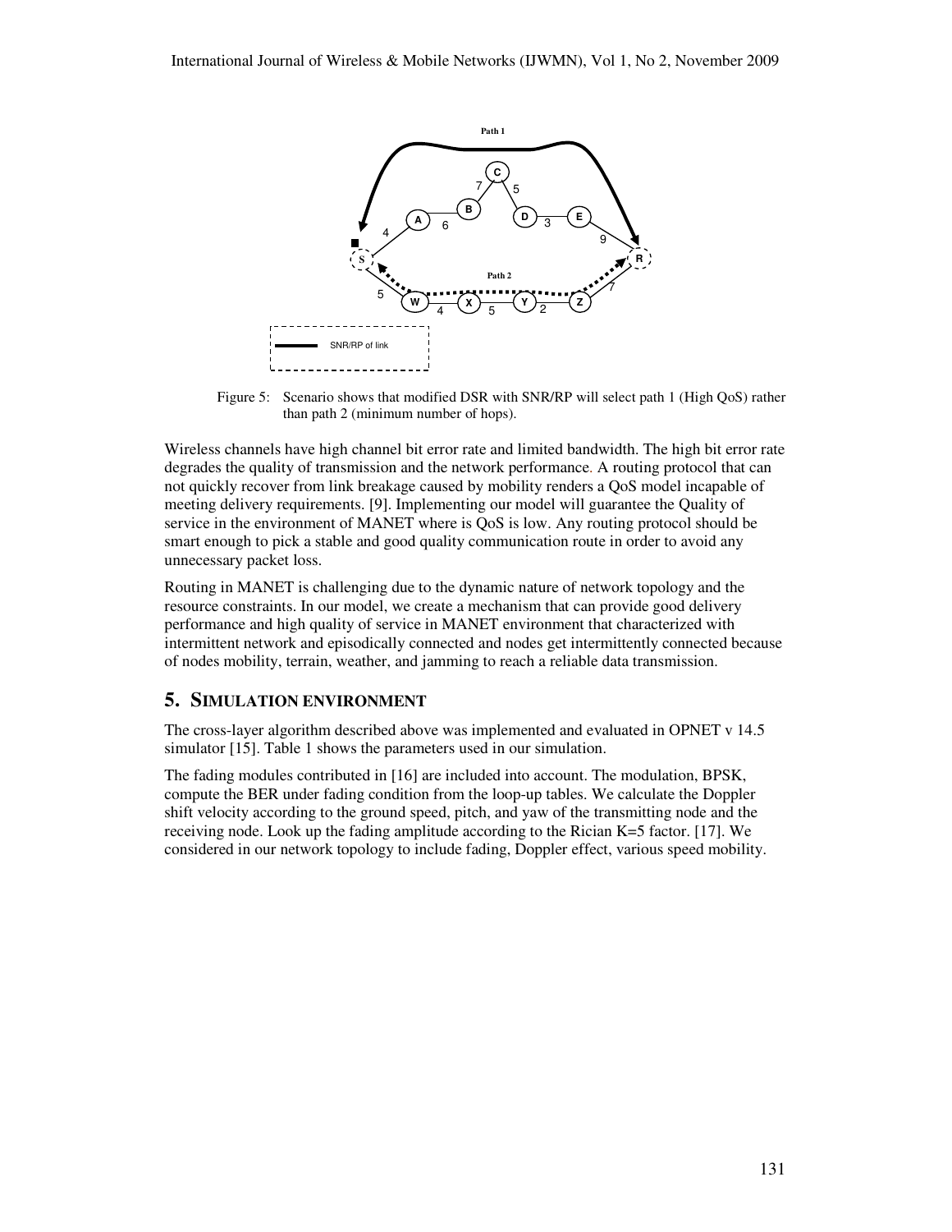Figure 5: Scenario shows that modified DSR with SNR/RP will select path 1 (High QoS) rather than path 2 (minimum number of hops).

Wireless channels have high channel bit error rate and limited bandwidth. The high bit error rate degrades the quality of transmission and the network performance. A routing protocol that can not quickly recover from link breakage caused by mobility renders a QoS model incapable of meeting delivery requirements. [9]. Implementing our model will guarantee the Quality of service in the environment of MANET where is QoS is low. Any routing protocol should be smart enough to pick a stable and good quality communication route in order to avoid any unnecessary packet loss.

Routing in MANET is challenging due to the dynamic nature of network topology and the resource constraints. In our model, we create a mechanism that can provide good delivery performance and high quality of service in MANET environment that characterized with intermittent network and episodically connected and nodes get intermittently connected because of nodes mobility, terrain, weather, and jamming to reach a reliable data transmission.

## 5. SIMULATION ENVIRONMENT

The cross-layer algorithm described above was implemented and evaluated in OPNET v 14.5 simulator [15]. Table 1 shows the parameters used in our simulation.

The fading modules contributed in [16] are included into account. The modulation, BPSK, compute the BER under fading condition from the loop-up tables. We calculate the Doppler shift velocity according to the ground speed, pitch, and yaw of the transmitting node and the receiving node. Look up the fading amplitude according to the Rician K=5 factor. [17]. We considered in our network topology to include fading, Doppler effect, various speed mobility.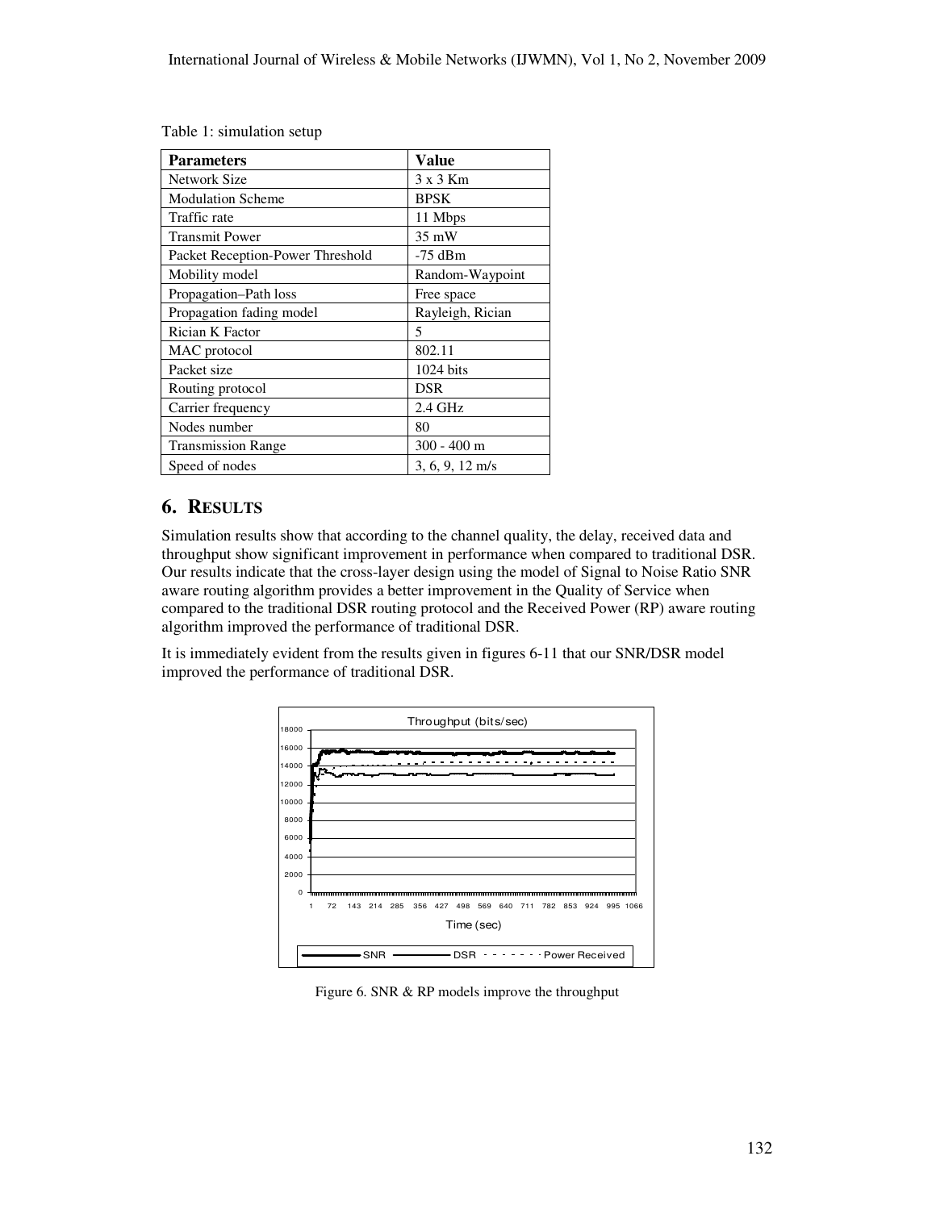Table 1: simulation setup

| Parameters | Value |
|---|---|
| Network Size | 3 x 3 Km |
| Modulation Scheme | BPSK |
| Traffic rate | 11 Mbps |
| Transmit Power | 35 mW |
| Packet Reception-Power Threshold | -75 dBm |
| Mobility model | Random-Waypoint |
| Propagation–Path loss | Free space |
| Propagation fading model | Rayleigh, Rician |
| Rician K Factor | 5 |
| MAC protocol | 802.11 |
| Packet size | 1024 bits |
| Routing protocol | DSR |
| Carrier frequency | 2.4 GHz |
| Nodes number | 80 |
| Transmission Range | 300 - 400 m |
| Speed of nodes | 3, 6, 9, 12 m/s |

## 6. RESULTS

Simulation results show that according to the channel quality, the delay, received data and throughput show significant improvement in performance when compared to traditional DSR. Our results indicate that the cross-layer design using the model of Signal to Noise Ratio SNR aware routing algorithm provides a better improvement in the Quality of Service when compared to the traditional DSR routing protocol and the Received Power (RP) aware routing algorithm improved the performance of traditional DSR.

It is immediately evident from the results given in figures 6-11 that our SNR/DSR model improved the performance of traditional DSR.

Figure 6. SNR & RP models improve the throughput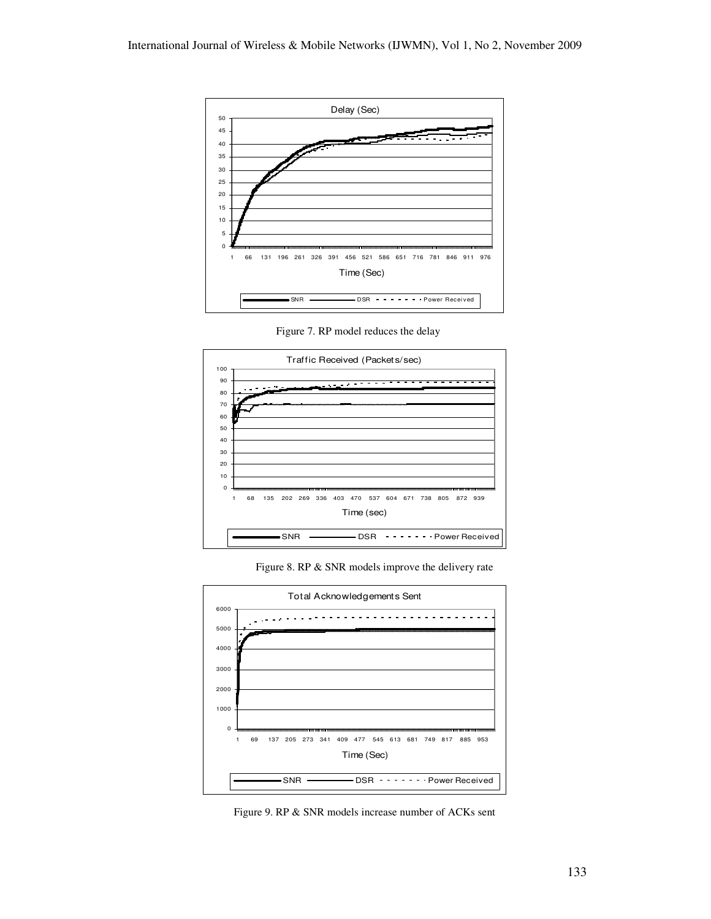Figure 7. RP model reduces the delay

Figure 8. RP & SNR models improve the delivery rate

Figure 9. RP & SNR models increase number of ACKs sent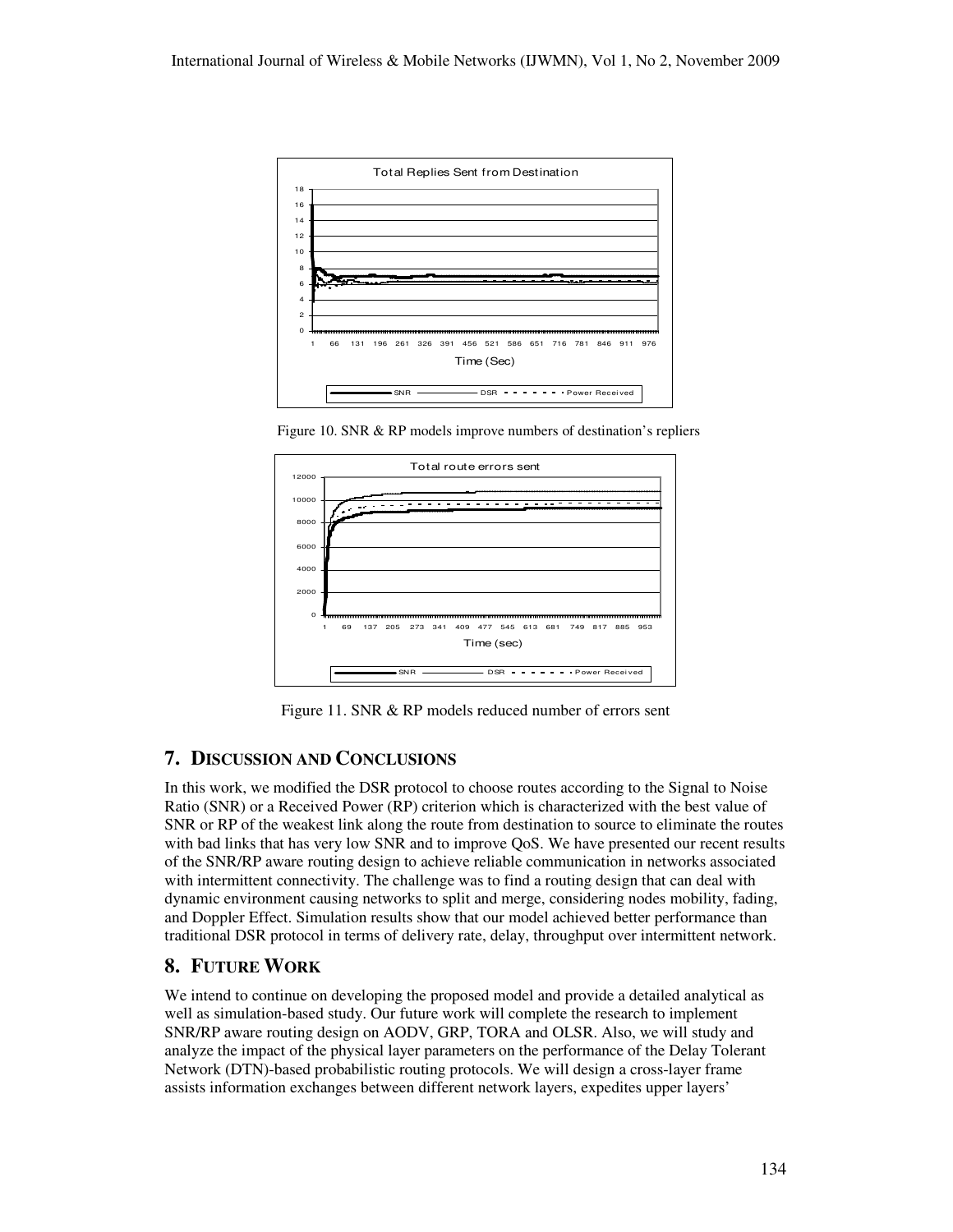Figure 10. SNR & RP models improve numbers of destination's repliers

Figure 11. SNR & RP models reduced number of errors sent

## 7. DISCUSSION AND CONCLUSIONS

In this work, we modified the DSR protocol to choose routes according to the Signal to Noise Ratio (SNR) or a Received Power (RP) criterion which is characterized with the best value of SNR or RP of the weakest link along the route from destination to source to eliminate the routes with bad links that has very low SNR and to improve QoS. We have presented our recent results of the SNR/RP aware routing design to achieve reliable communication in networks associated with intermittent connectivity. The challenge was to find a routing design that can deal with dynamic environment causing networks to split and merge, considering nodes mobility, fading, and Doppler Effect. Simulation results show that our model achieved better performance than traditional DSR protocol in terms of delivery rate, delay, throughput over intermittent network.

## 8. FUTURE WORK

We intend to continue on developing the proposed model and provide a detailed analytical as well as simulation-based study. Our future work will complete the research to implement SNR/RP aware routing design on AODV, GRP, TORA and OLSR. Also, we will study and analyze the impact of the physical layer parameters on the performance of the Delay Tolerant Network (DTN)-based probabilistic routing protocols. We will design a cross-layer frame assists information exchanges between different network layers, expedites upper layers'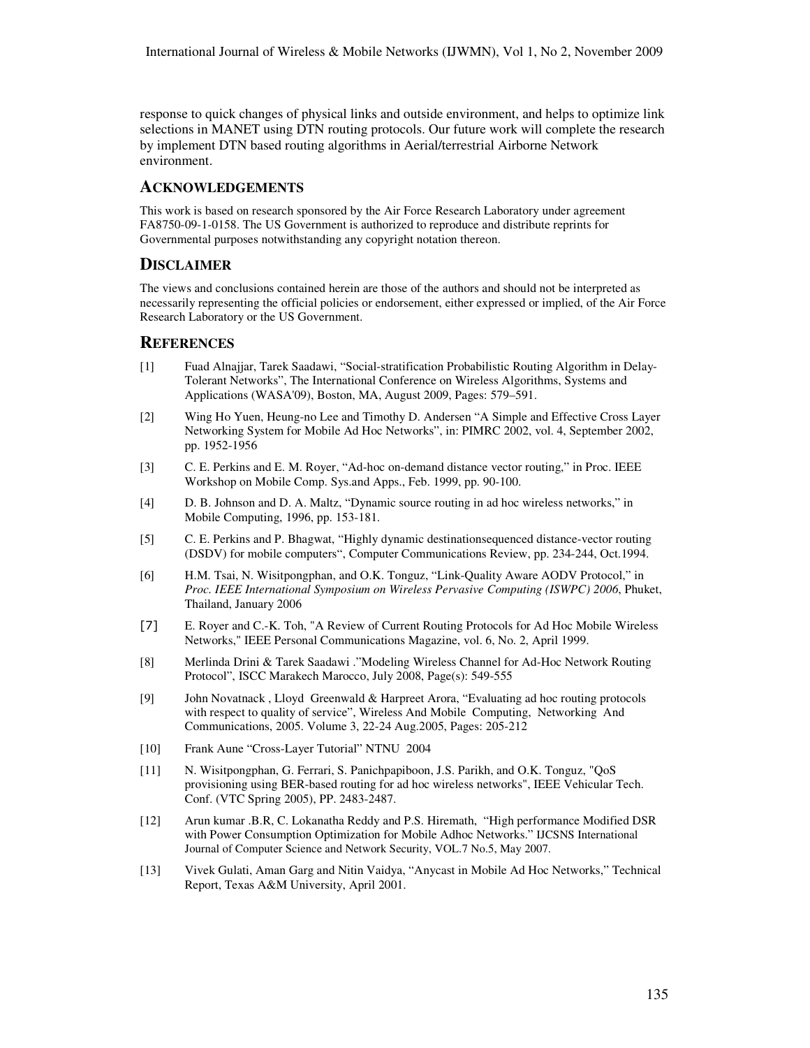response to quick changes of physical links and outside environment, and helps to optimize link selections in MANET using DTN routing protocols. Our future work will complete the research by implement DTN based routing algorithms in Aerial/terrestrial Airborne Network environment.

## ACKNOWLEDGEMENTS

This work is based on research sponsored by the Air Force Research Laboratory under agreement FA8750-09-1-0158. The US Government is authorized to reproduce and distribute reprints for Governmental purposes notwithstanding any copyright notation thereon.

## DISCLAIMER

The views and conclusions contained herein are those of the authors and should not be interpreted as necessarily representing the official policies or endorsement, either expressed or implied, of the Air Force Research Laboratory or the US Government.

## REFERENCES

[1] Fuad Alnajjar, Tarek Saadawi, "Social-stratification Probabilistic Routing Algorithm in Delay-Tolerant Networks", The International Conference on Wireless Algorithms, Systems and Applications (WASA'09), Boston, MA, August 2009, Pages: 579–591.

[2] Wing Ho Yuen, Heung-no Lee and Timothy D. Andersen "A Simple and Effective Cross Layer Networking System for Mobile Ad Hoc Networks", in: PIMRC 2002, vol. 4, September 2002, pp. 1952-1956

[3] C. E. Perkins and E. M. Royer, "Ad-hoc on-demand distance vector routing," in Proc. IEEE Workshop on Mobile Comp. Sys.and Apps., Feb. 1999, pp. 90-100.

[4] D. B. Johnson and D. A. Maltz, "Dynamic source routing in ad hoc wireless networks," in Mobile Computing, 1996, pp. 153-181.

[5] C. E. Perkins and P. Bhagwat, "Highly dynamic destinationsequenced distance-vector routing (DSDV) for mobile computers", Computer Communications Review, pp. 234-244, Oct.1994.

[6] H.M. Tsai, N. Wisitpongphan, and O.K. Tonguz, "Link-Quality Aware AODV Protocol," in *Proc. IEEE International Symposium on Wireless Pervasive Computing (ISWPC) 2006*, Phuket, Thailand, January 2006

[7] E. Royer and C.-K. Toh, "A Review of Current Routing Protocols for Ad Hoc Mobile Wireless Networks," IEEE Personal Communications Magazine, vol. 6, No. 2, April 1999.

[8] Merlinda Drini & Tarek Saadawi ."Modeling Wireless Channel for Ad-Hoc Network Routing Protocol", ISCC Marakech Marocco, July 2008, Page(s): 549-555

[9] John Novatnack , Lloyd Greenwald & Harpreet Arora, "Evaluating ad hoc routing protocols with respect to quality of service", Wireless And Mobile Computing, Networking And Communications, 2005. Volume 3, 22-24 Aug.2005, Pages: 205-212

[10] Frank Aune "Cross-Layer Tutorial" NTNU 2004

[11] N. Wisitpongphan, G. Ferrari, S. Panichpapiboon, J.S. Parikh, and O.K. Tonguz, "QoS provisioning using BER-based routing for ad hoc wireless networks", IEEE Vehicular Tech. Conf. (VTC Spring 2005), PP. 2483-2487.

[12] Arun kumar .B.R, C. Lokanatha Reddy and P.S. Hiremath, "High performance Modified DSR with Power Consumption Optimization for Mobile Adhoc Networks." IJCSNS International Journal of Computer Science and Network Security, VOL.7 No.5, May 2007.

[13] Vivek Gulati, Aman Garg and Nitin Vaidya, "Anycast in Mobile Ad Hoc Networks," Technical Report, Texas A&M University, April 2001.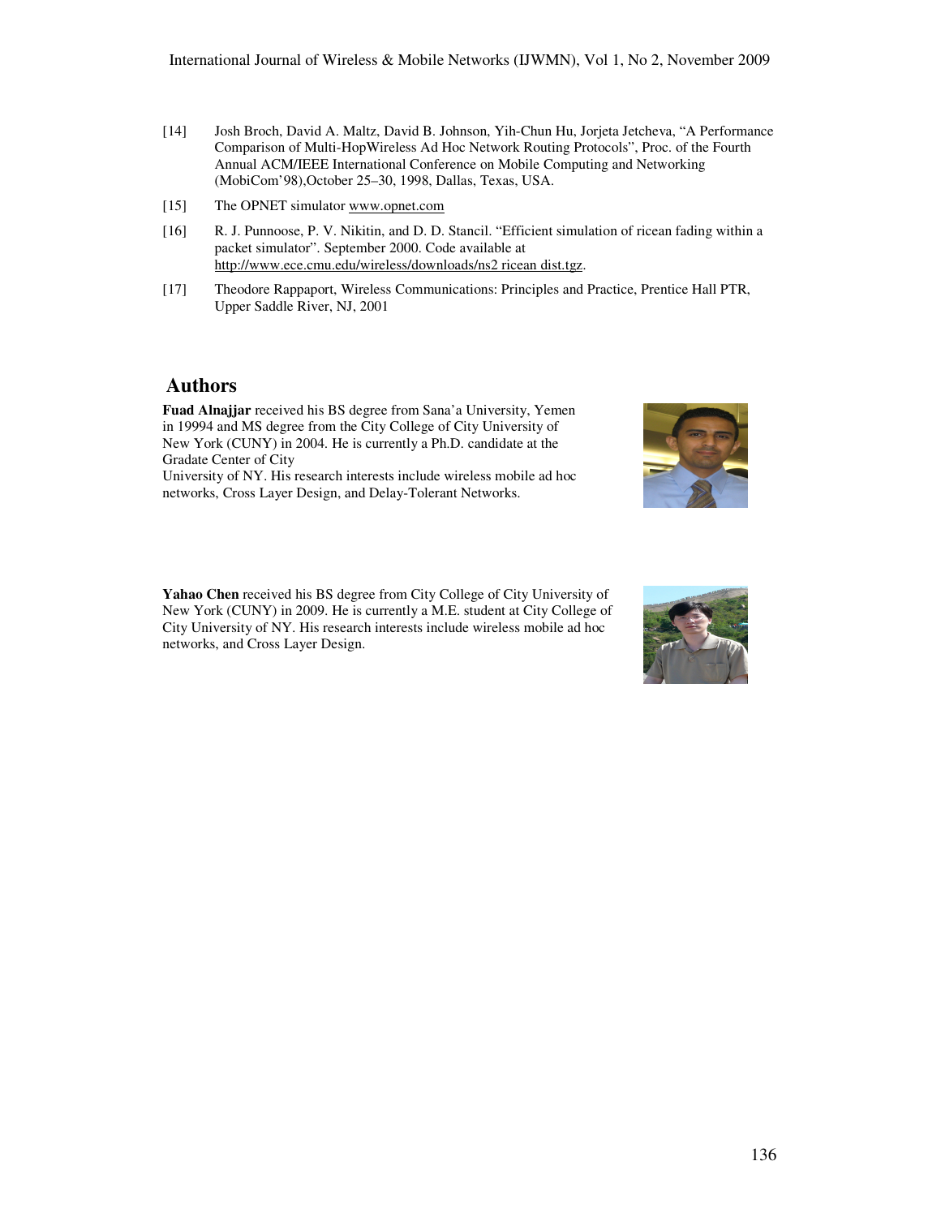[14] Josh Broch, David A. Maltz, David B. Johnson, Yih-Chun Hu, Jorjeta Jetcheva, "A Performance Comparison of Multi-HopWireless Ad Hoc Network Routing Protocols", Proc. of the Fourth Annual ACM/IEEE International Conference on Mobile Computing and Networking (MobiCom'98),October 25–30, 1998, Dallas, Texas, USA.

[15] The OPNET simulator www.opnet.com

[16] R. J. Punnoose, P. V. Nikitin, and D. D. Stancil. "Efficient simulation of ricean fading within a packet simulator". September 2000. Code available at http://www.ece.cmu.edu/wireless/downloads/ns2 ricean dist.tgz.

[17] Theodore Rappaport, Wireless Communications: Principles and Practice, Prentice Hall PTR, Upper Saddle River, NJ, 2001

## Authors

**Fuad Alnajjar** received his BS degree from Sana'a University, Yemen in 19994 and MS degree from the City College of City University of New York (CUNY) in 2004. He is currently a Ph.D. candidate at the Gradate Center of City University of NY. His research interests include wireless mobile ad hoc networks, Cross Layer Design, and Delay-Tolerant Networks.

**Yahao Chen** received his BS degree from City College of City University of New York (CUNY) in 2009. He is currently a M.E. student at City College of City University of NY. His research interests include wireless mobile ad hoc networks, and Cross Layer Design.